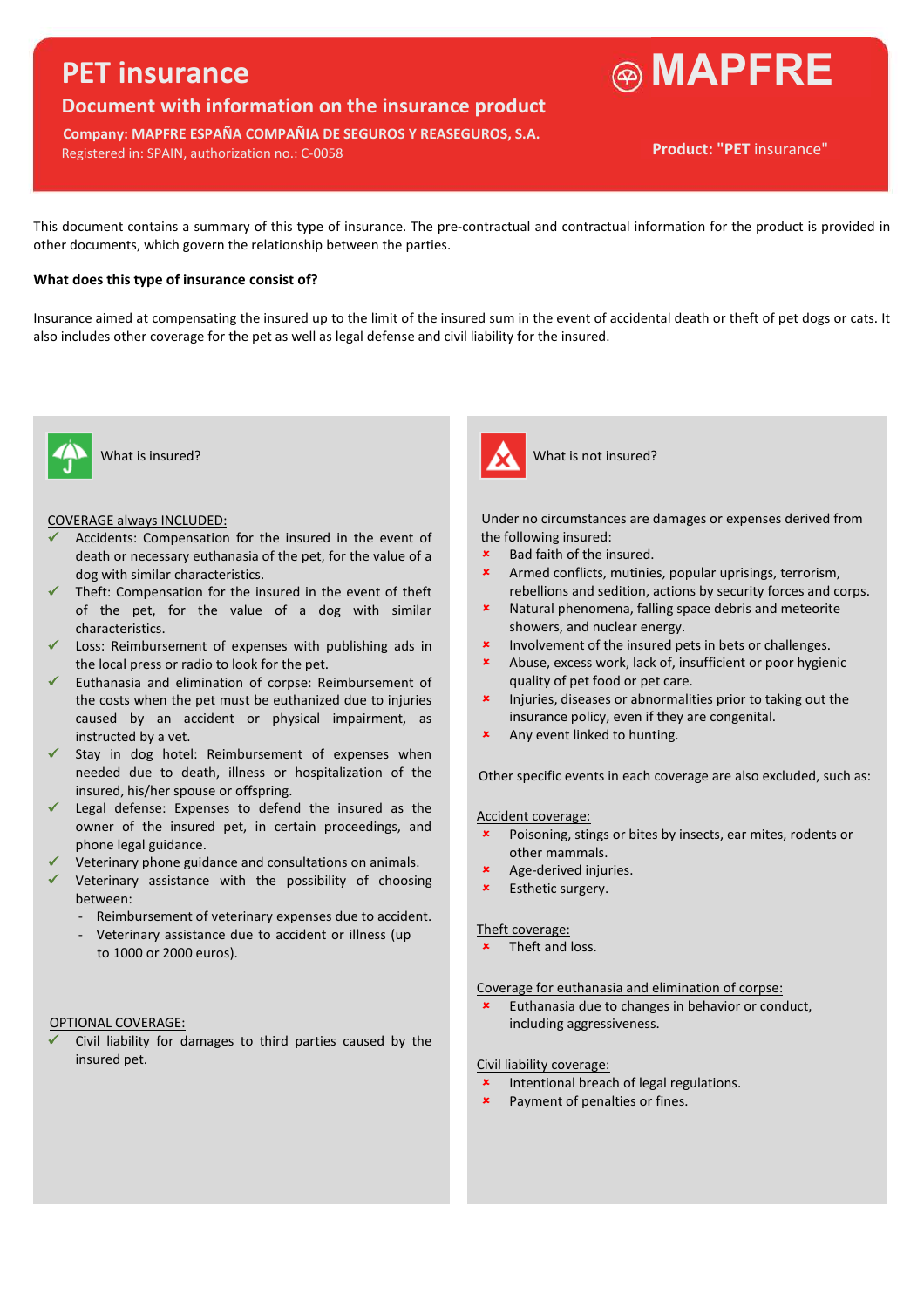# PET insurance

## Document with information on the insurance product

**Company: MAPFRE ESPAÑA COMPAÑIA DE SEGUROS Y REASEGUROS, S.A.**
Registered in: SPAIN, authorization no.: C-0058

**MAPFRE**

**Product: "PET insurance"**

This document contains a summary of this type of insurance. The pre-contractual and contractual information for the product is provided in other documents, which govern the relationship between the parties.

**What does this type of insurance consist of?**

Insurance aimed at compensating the insured up to the limit of the insured sum in the event of accidental death or theft of pet dogs or cats. It also includes other coverage for the pet as well as legal defense and civil liability for the insured.

### What is insured?

COVERAGE always INCLUDED:

- ✓ Accidents: Compensation for the insured in the event of death or necessary euthanasia of the pet, for the value of a dog with similar characteristics.
- ✓ Theft: Compensation for the insured in the event of theft of the pet, for the value of a dog with similar characteristics.
- ✓ Loss: Reimbursement of expenses with publishing ads in the local press or radio to look for the pet.
- ✓ Euthanasia and elimination of corpse: Reimbursement of the costs when the pet must be euthanized due to injuries caused by an accident or physical impairment, as instructed by a vet.
- ✓ Stay in dog hotel: Reimbursement of expenses when needed due to death, illness or hospitalization of the insured, his/her spouse or offspring.
- ✓ Legal defense: Expenses to defend the insured as the owner of the insured pet, in certain proceedings, and phone legal guidance.
- ✓ Veterinary phone guidance and consultations on animals.
- ✓ Veterinary assistance with the possibility of choosing between:
  - Reimbursement of veterinary expenses due to accident.
  - Veterinary assistance due to accident or illness (up to 1000 or 2000 euros).

OPTIONAL COVERAGE:

- ✓ Civil liability for damages to third parties caused by the insured pet.

### What is not insured?

Under no circumstances are damages or expenses derived from the following insured:

- × Bad faith of the insured.
- × Armed conflicts, mutinies, popular uprisings, terrorism, rebellions and sedition, actions by security forces and corps.
- × Natural phenomena, falling space debris and meteorite showers, and nuclear energy.
- × Involvement of the insured pets in bets or challenges.
- × Abuse, excess work, lack of, insufficient or poor hygienic quality of pet food or pet care.
- × Injuries, diseases or abnormalities prior to taking out the insurance policy, even if they are congenital.
- × Any event linked to hunting.

Other specific events in each coverage are also excluded, such as:

Accident coverage:

- × Poisoning, stings or bites by insects, ear mites, rodents or other mammals.
- × Age-derived injuries.
- × Esthetic surgery.

Theft coverage:

- × Theft and loss.

Coverage for euthanasia and elimination of corpse:

- × Euthanasia due to changes in behavior or conduct, including aggressiveness.

Civil liability coverage:

- × Intentional breach of legal regulations.
- × Payment of penalties or fines.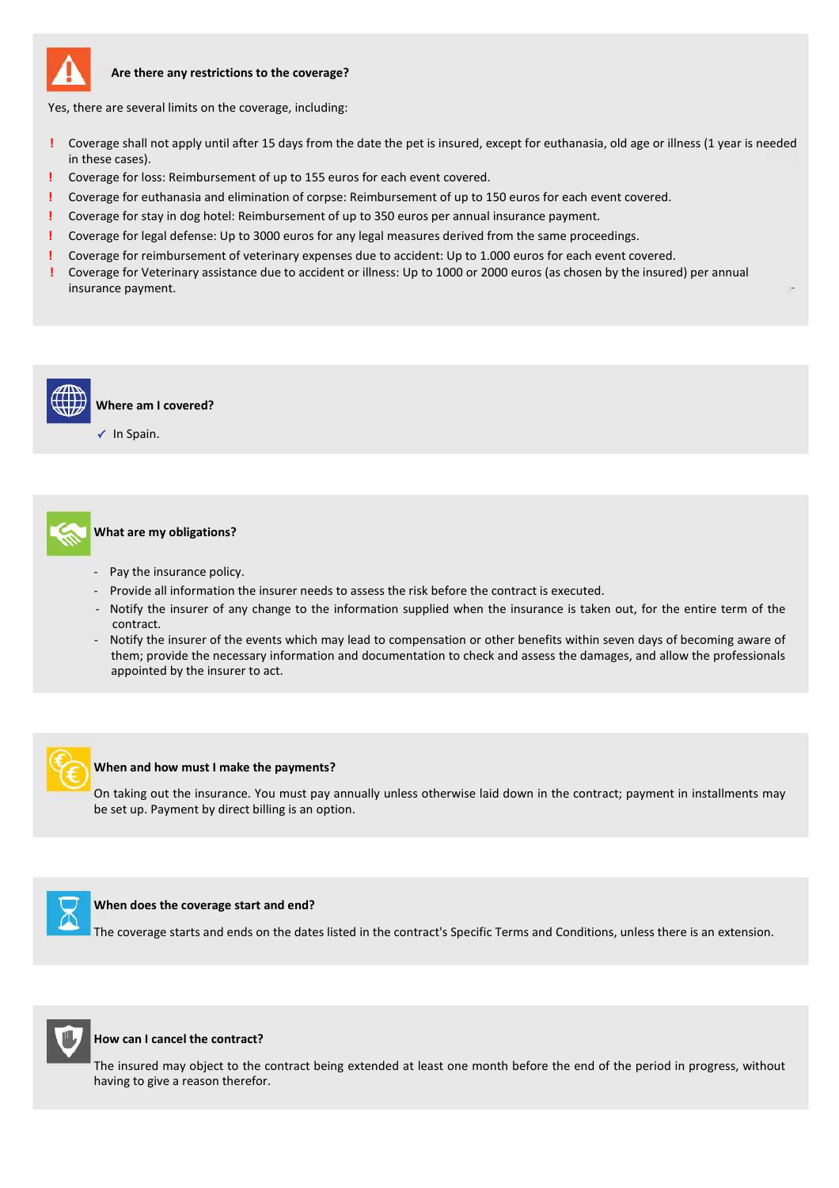## Are there any restrictions to the coverage?

Yes, there are several limits on the coverage, including:

- ! Coverage shall not apply until after 15 days from the date the pet is insured, except for euthanasia, old age or illness (1 year is needed in these cases).
- ! Coverage for loss: Reimbursement of up to 155 euros for each event covered.
- ! Coverage for euthanasia and elimination of corpse: Reimbursement of up to 150 euros for each event covered.
- ! Coverage for stay in dog hotel: Reimbursement of up to 350 euros per annual insurance payment.
- ! Coverage for legal defense: Up to 3000 euros for any legal measures derived from the same proceedings.
- ! Coverage for reimbursement of veterinary expenses due to accident: Up to 1.000 euros for each event covered.
- ! Coverage for Veterinary assistance due to accident or illness: Up to 1000 or 2000 euros (as chosen by the insured) per annual insurance payment.

## Where am I covered?

- ✓ In Spain.

## What are my obligations?

- Pay the insurance policy.
- Provide all information the insurer needs to assess the risk before the contract is executed.
- Notify the insurer of any change to the information supplied when the insurance is taken out, for the entire term of the contract.
- Notify the insurer of the events which may lead to compensation or other benefits within seven days of becoming aware of them; provide the necessary information and documentation to check and assess the damages, and allow the professionals appointed by the insurer to act.

## When and how must I make the payments?

On taking out the insurance. You must pay annually unless otherwise laid down in the contract; payment in installments may be set up. Payment by direct billing is an option.

## When does the coverage start and end?

The coverage starts and ends on the dates listed in the contract's Specific Terms and Conditions, unless there is an extension.

## How can I cancel the contract?

The insured may object to the contract being extended at least one month before the end of the period in progress, without having to give a reason therefor.